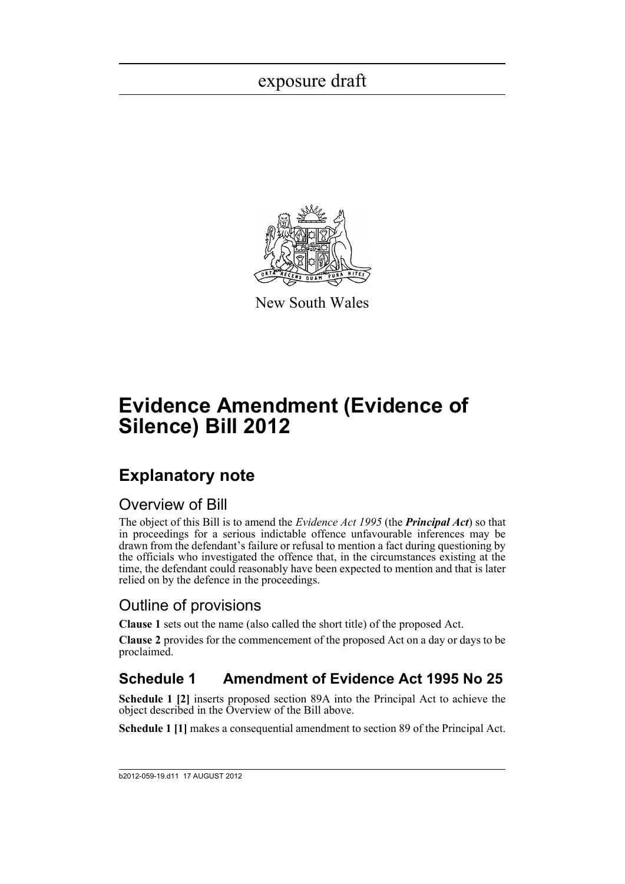exposure draft

New South Wales

# Evidence Amendment (Evidence of Silence) Bill 2012

## Explanatory note

### Overview of Bill

The object of this Bill is to amend the *Evidence Act 1995* (the ***Principal Act***) so that in proceedings for a serious indictable offence unfavourable inferences may be drawn from the defendant's failure or refusal to mention a fact during questioning by the officials who investigated the offence that, in the circumstances existing at the time, the defendant could reasonably have been expected to mention and that is later relied on by the defence in the proceedings.

### Outline of provisions

**Clause 1** sets out the name (also called the short title) of the proposed Act.

**Clause 2** provides for the commencement of the proposed Act on a day or days to be proclaimed.

## Schedule 1 Amendment of Evidence Act 1995 No 25

**Schedule 1 [2]** inserts proposed section 89A into the Principal Act to achieve the object described in the Overview of the Bill above.

**Schedule 1 [1]** makes a consequential amendment to section 89 of the Principal Act.

b2012-059-19.d11 17 AUGUST 2012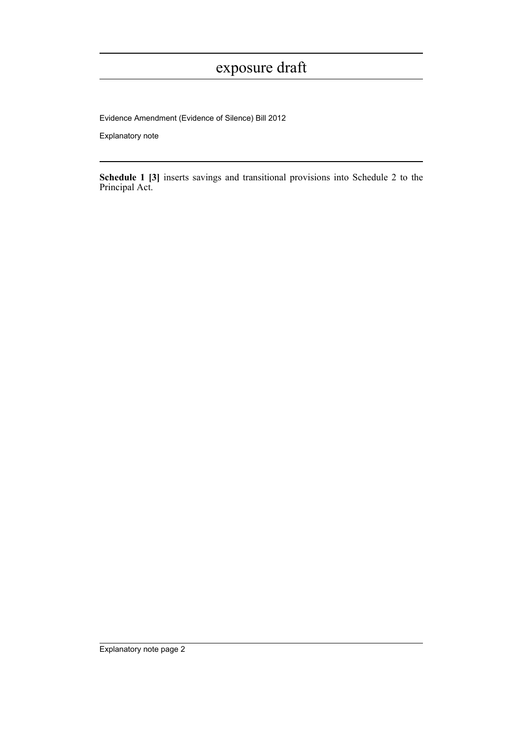**Schedule 1 [3]** inserts savings and transitional provisions into Schedule 2 to the Principal Act.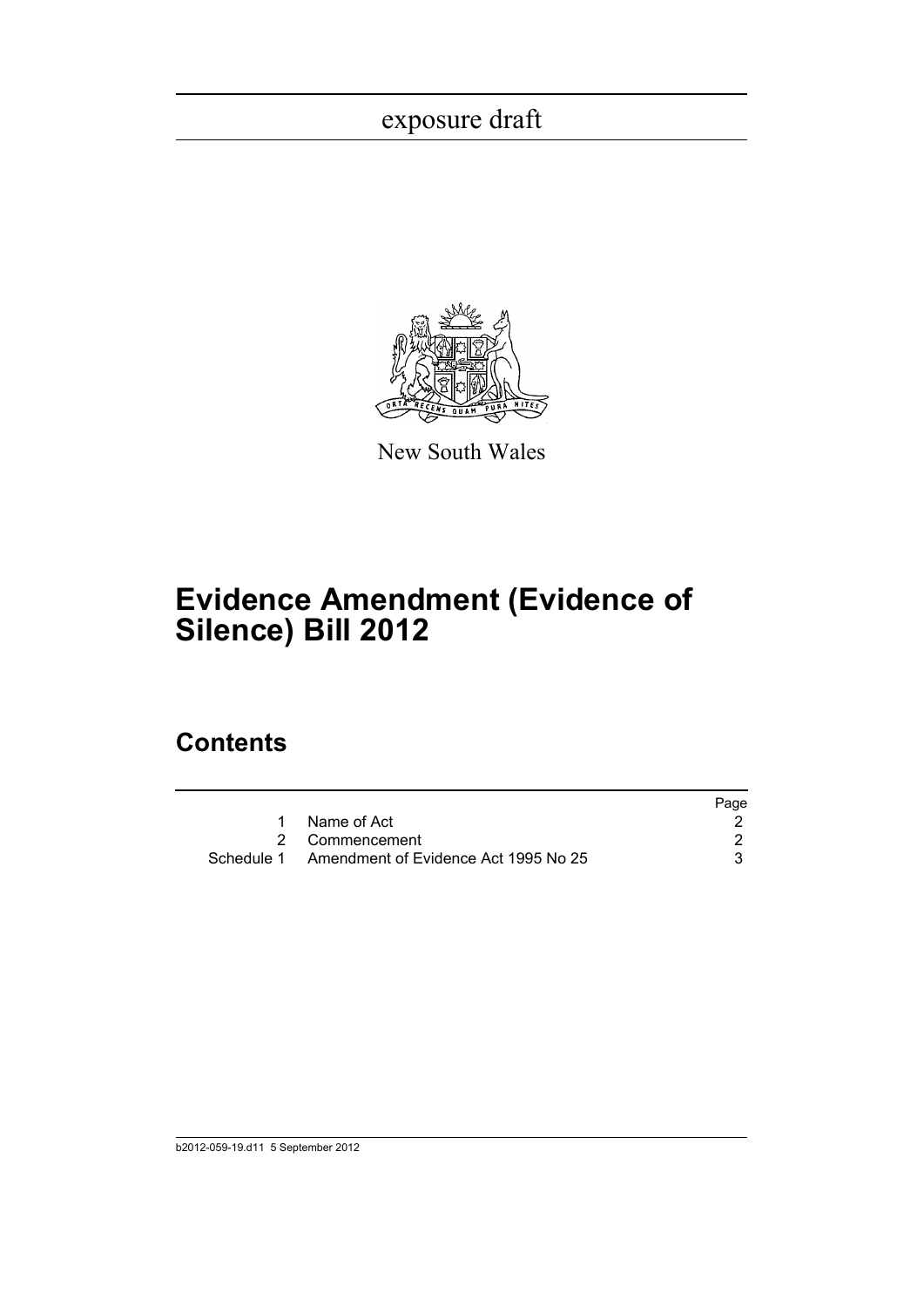exposure draft

New South Wales

# Evidence Amendment (Evidence of Silence) Bill 2012

## Contents

| | | Page |
|---|---|---|
| 1 | Name of Act | 2 |
| 2 | Commencement | 2 |
| Schedule 1 | Amendment of Evidence Act 1995 No 25 | 3 |

b2012-059-19.d11 5 September 2012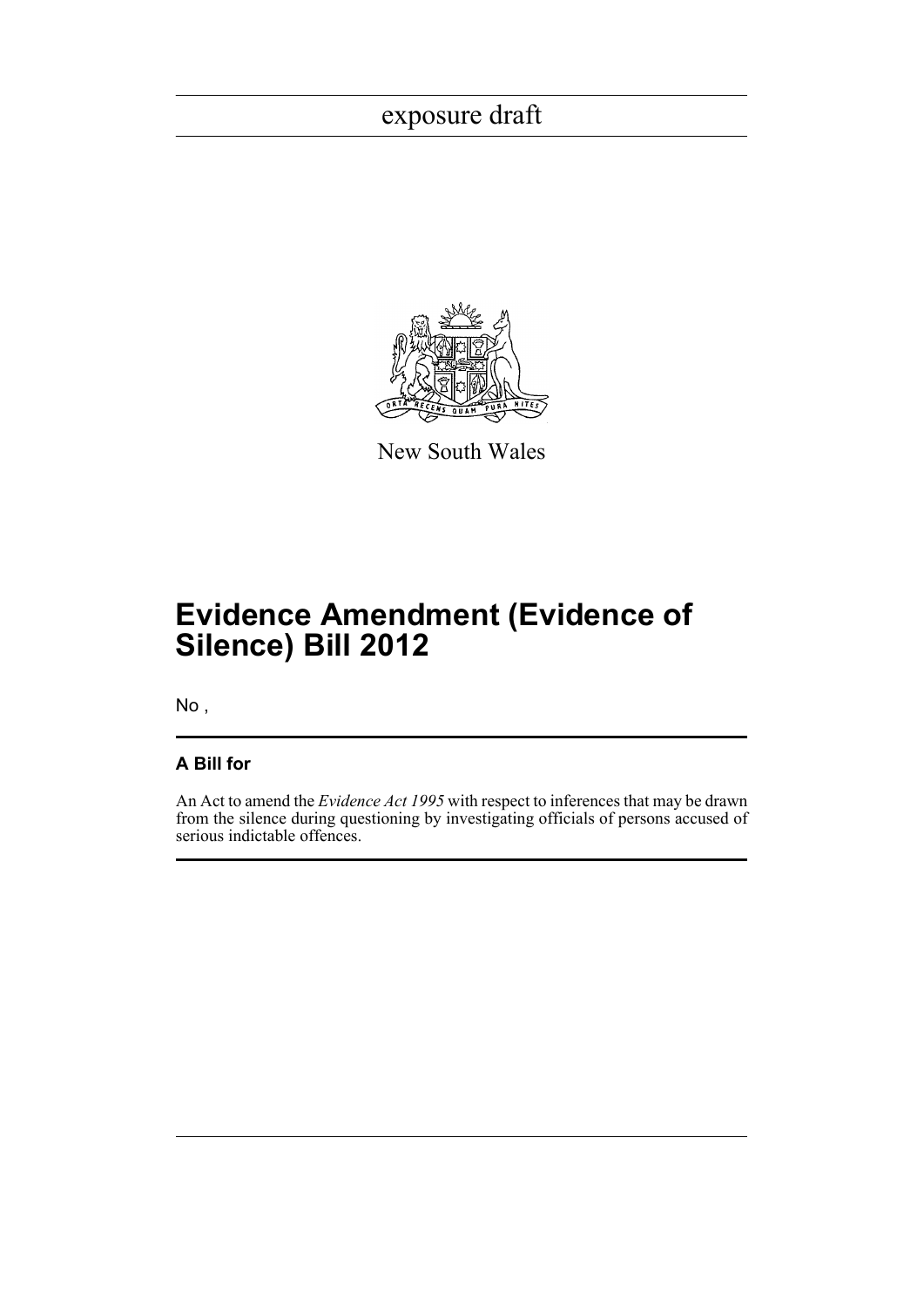exposure draft

New South Wales

# Evidence Amendment (Evidence of Silence) Bill 2012

No ,

### A Bill for

An Act to amend the *Evidence Act 1995* with respect to inferences that may be drawn from the silence during questioning by investigating officials of persons accused of serious indictable offences.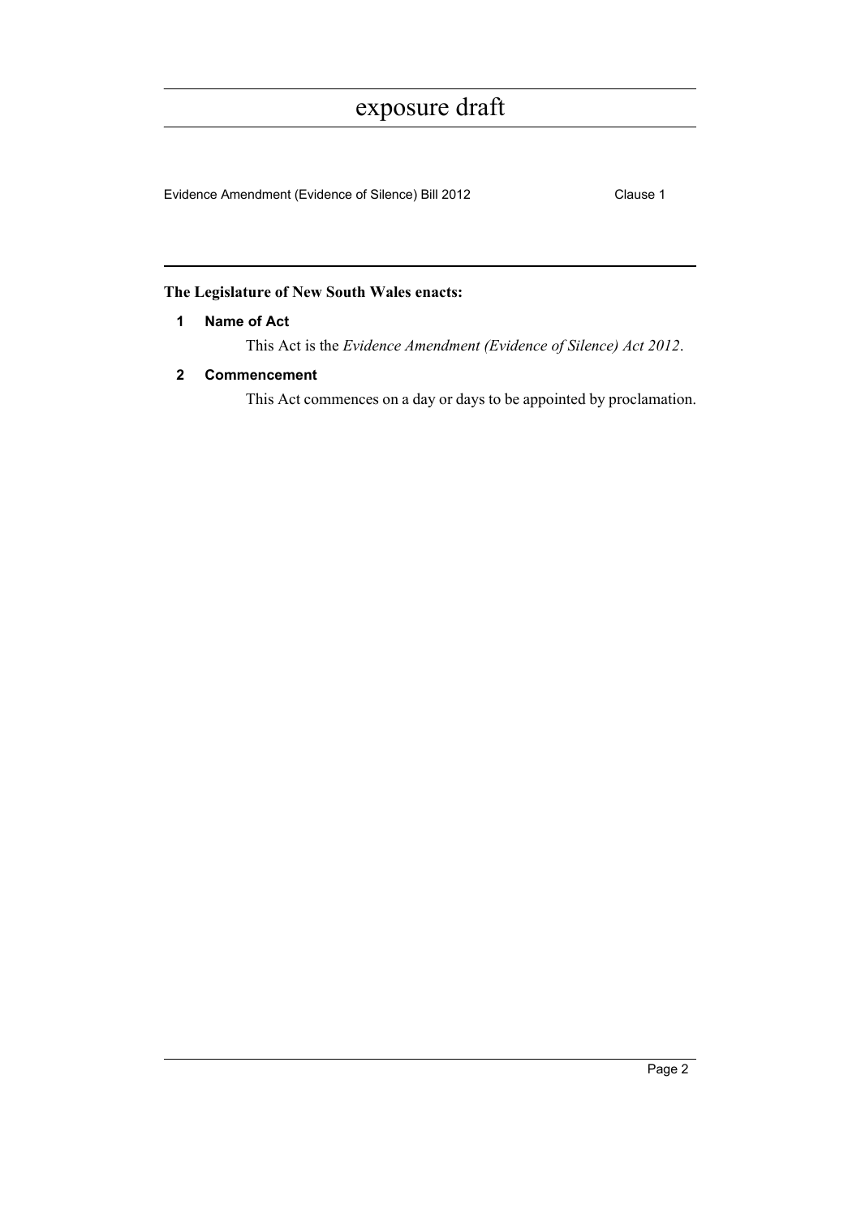**The Legislature of New South Wales enacts:**

### 1 Name of Act

This Act is the *Evidence Amendment (Evidence of Silence) Act 2012*.

### 2 Commencement

This Act commences on a day or days to be appointed by proclamation.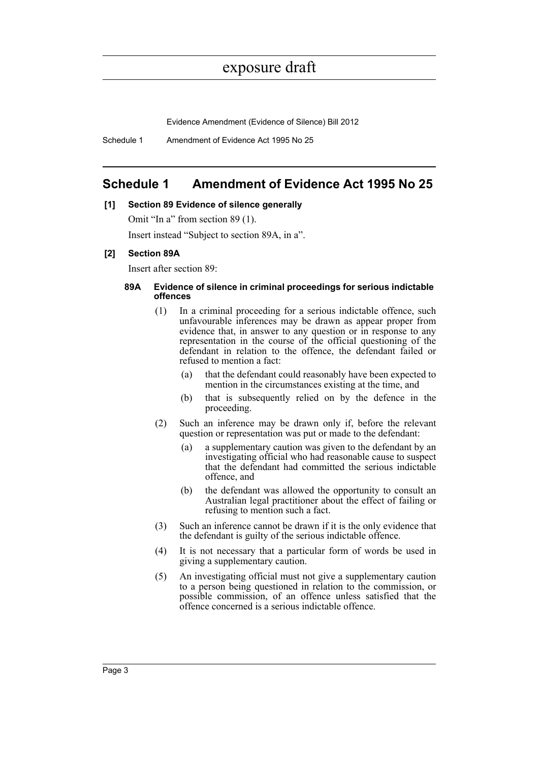# Schedule 1 Amendment of Evidence Act 1995 No 25

**[1] Section 89 Evidence of silence generally**

Omit "In a" from section 89 (1).

Insert instead "Subject to section 89A, in a".

**[2] Section 89A**

Insert after section 89:

**89A Evidence of silence in criminal proceedings for serious indictable offences**

(1) In a criminal proceeding for a serious indictable offence, such unfavourable inferences may be drawn as appear proper from evidence that, in answer to any question or in response to any representation in the course of the official questioning of the defendant in relation to the offence, the defendant failed or refused to mention a fact:

(a) that the defendant could reasonably have been expected to mention in the circumstances existing at the time, and

(b) that is subsequently relied on by the defence in the proceeding.

(2) Such an inference may be drawn only if, before the relevant question or representation was put or made to the defendant:

(a) a supplementary caution was given to the defendant by an investigating official who had reasonable cause to suspect that the defendant had committed the serious indictable offence, and

(b) the defendant was allowed the opportunity to consult an Australian legal practitioner about the effect of failing or refusing to mention such a fact.

(3) Such an inference cannot be drawn if it is the only evidence that the defendant is guilty of the serious indictable offence.

(4) It is not necessary that a particular form of words be used in giving a supplementary caution.

(5) An investigating official must not give a supplementary caution to a person being questioned in relation to the commission, or possible commission, of an offence unless satisfied that the offence concerned is a serious indictable offence.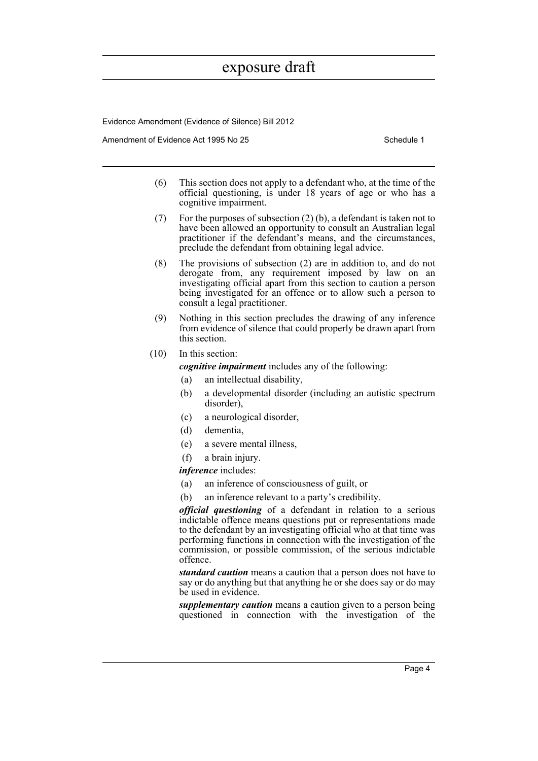(6) This section does not apply to a defendant who, at the time of the official questioning, is under 18 years of age or who has a cognitive impairment.

(7) For the purposes of subsection (2) (b), a defendant is taken not to have been allowed an opportunity to consult an Australian legal practitioner if the defendant's means, and the circumstances, preclude the defendant from obtaining legal advice.

(8) The provisions of subsection (2) are in addition to, and do not derogate from, any requirement imposed by law on an investigating official apart from this section to caution a person being investigated for an offence or to allow such a person to consult a legal practitioner.

(9) Nothing in this section precludes the drawing of any inference from evidence of silence that could properly be drawn apart from this section.

(10) In this section:

***cognitive impairment*** includes any of the following:

- (a) an intellectual disability,
- (b) a developmental disorder (including an autistic spectrum disorder),
- (c) a neurological disorder,
- (d) dementia,
- (e) a severe mental illness,
- (f) a brain injury.

***inference*** includes:

- (a) an inference of consciousness of guilt, or
- (b) an inference relevant to a party's credibility.

***official questioning*** of a defendant in relation to a serious indictable offence means questions put or representations made to the defendant by an investigating official who at that time was performing functions in connection with the investigation of the commission, or possible commission, of the serious indictable offence.

***standard caution*** means a caution that a person does not have to say or do anything but that anything he or she does say or do may be used in evidence.

***supplementary caution*** means a caution given to a person being questioned in connection with the investigation of the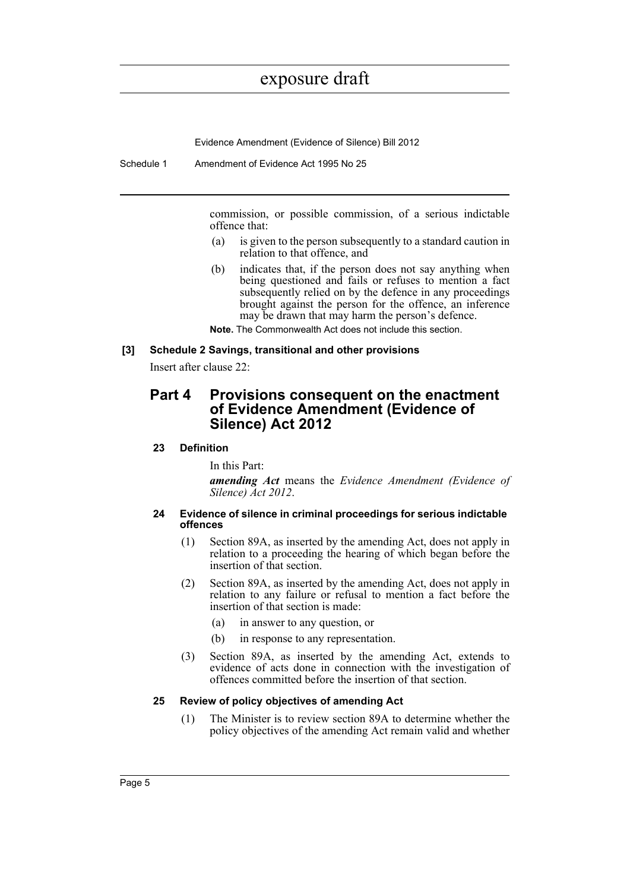commission, or possible commission, of a serious indictable offence that:

(a) is given to the person subsequently to a standard caution in relation to that offence, and

(b) indicates that, if the person does not say anything when being questioned and fails or refuses to mention a fact subsequently relied on by the defence in any proceedings brought against the person for the offence, an inference may be drawn that may harm the person's defence.

**Note.** The Commonwealth Act does not include this section.

**[3] Schedule 2 Savings, transitional and other provisions**

Insert after clause 22:

## Part 4 Provisions consequent on the enactment of Evidence Amendment (Evidence of Silence) Act 2012

### 23 Definition

In this Part:

***amending Act*** means the *Evidence Amendment (Evidence of Silence) Act 2012*.

### 24 Evidence of silence in criminal proceedings for serious indictable offences

(1) Section 89A, as inserted by the amending Act, does not apply in relation to a proceeding the hearing of which began before the insertion of that section.

(2) Section 89A, as inserted by the amending Act, does not apply in relation to any failure or refusal to mention a fact before the insertion of that section is made:

(a) in answer to any question, or

(b) in response to any representation.

(3) Section 89A, as inserted by the amending Act, extends to evidence of acts done in connection with the investigation of offences committed before the insertion of that section.

### 25 Review of policy objectives of amending Act

(1) The Minister is to review section 89A to determine whether the policy objectives of the amending Act remain valid and whether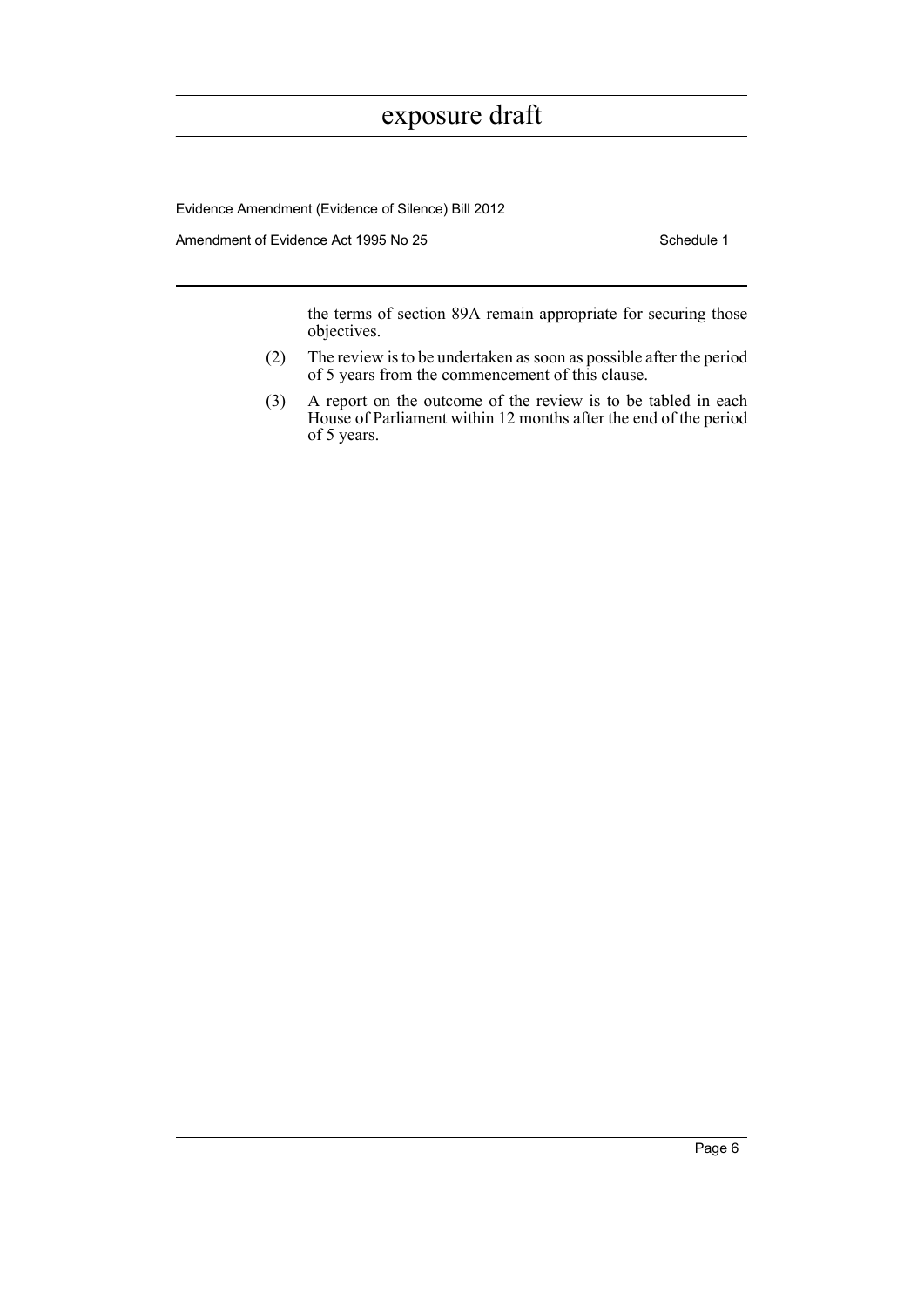the terms of section 89A remain appropriate for securing those objectives.

(2) The review is to be undertaken as soon as possible after the period of 5 years from the commencement of this clause.

(3) A report on the outcome of the review is to be tabled in each House of Parliament within 12 months after the end of the period of 5 years.